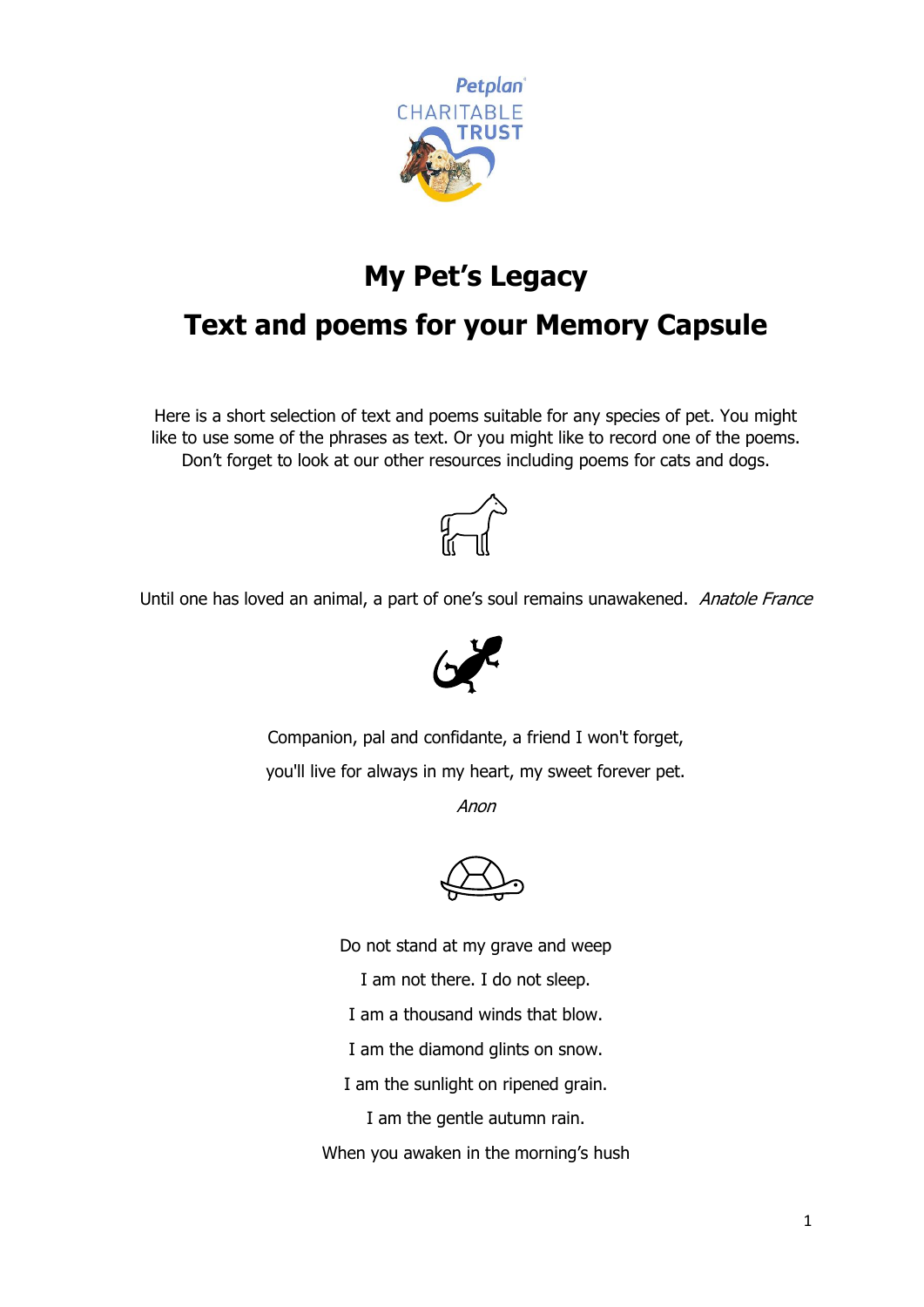Petplan CHARITABLE TRUST

# My Pet's Legacy

# Text and poems for your Memory Capsule

Here is a short selection of text and poems suitable for any species of pet. You might like to use some of the phrases as text. Or you might like to record one of the poems. Don't forget to look at our other resources including poems for cats and dogs.

Until one has loved an animal, a part of one's soul remains unawakened. *Anatole France*

Companion, pal and confidante, a friend I won't forget,

you'll live for always in my heart, my sweet forever pet.

*Anon*

Do not stand at my grave and weep

I am not there. I do not sleep.

I am a thousand winds that blow.

I am the diamond glints on snow.

I am the sunlight on ripened grain.

I am the gentle autumn rain.

When you awaken in the morning's hush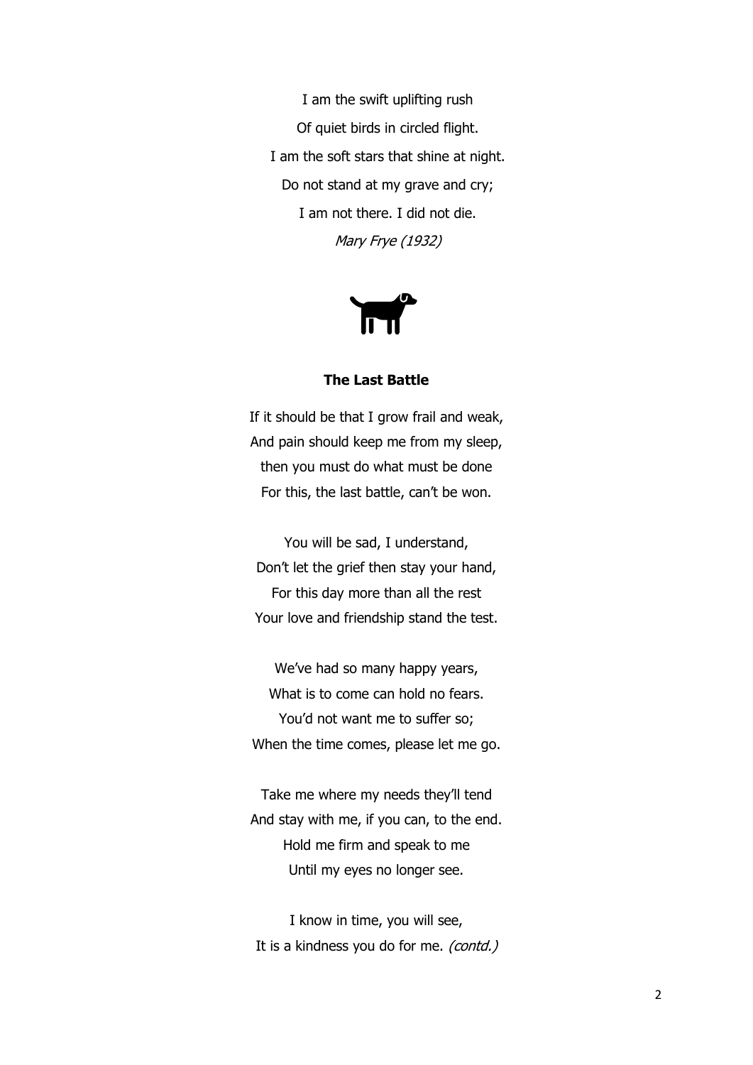I am the swift uplifting rush
Of quiet birds in circled flight.
I am the soft stars that shine at night.
Do not stand at my grave and cry;
I am not there. I did not die.
*Mary Frye (1932)*

**The Last Battle**

If it should be that I grow frail and weak,
And pain should keep me from my sleep,
then you must do what must be done
For this, the last battle, can't be won.

You will be sad, I understand,
Don't let the grief then stay your hand,
For this day more than all the rest
Your love and friendship stand the test.

We've had so many happy years,
What is to come can hold no fears.
You'd not want me to suffer so;
When the time comes, please let me go.

Take me where my needs they'll tend
And stay with me, if you can, to the end.
Hold me firm and speak to me
Until my eyes no longer see.

I know in time, you will see,
It is a kindness you do for me. *(contd.)*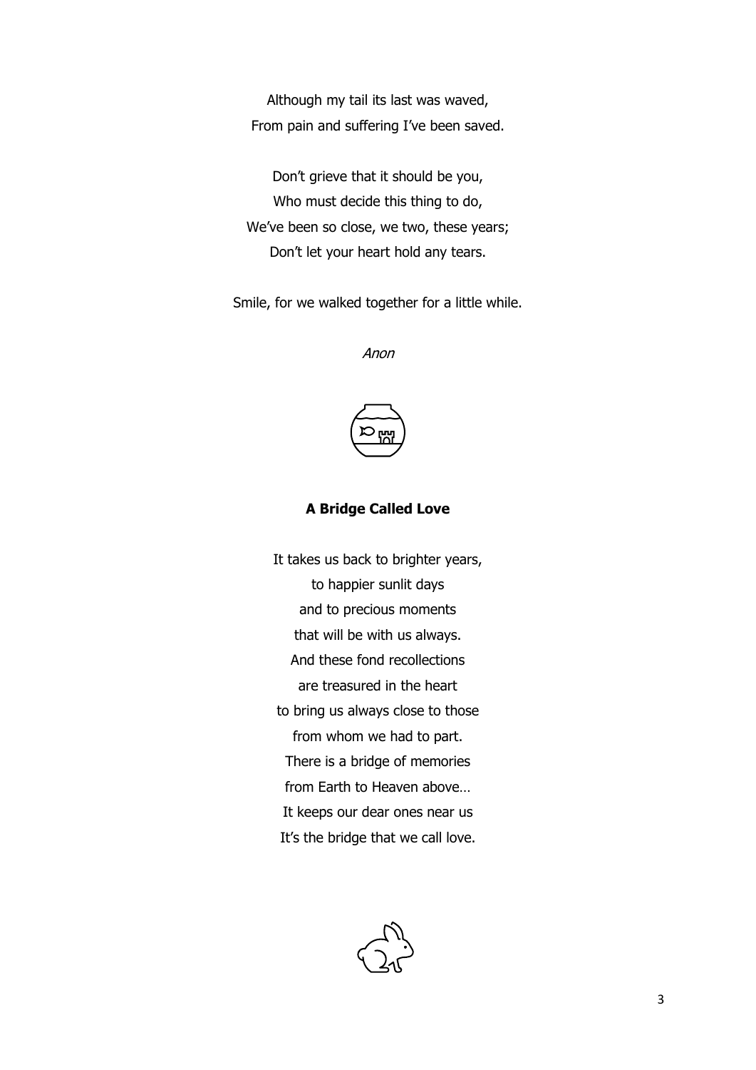Although my tail its last was waved,  
From pain and suffering I've been saved.

Don't grieve that it should be you,  
Who must decide this thing to do,  
We've been so close, we two, these years;  
Don't let your heart hold any tears.

Smile, for we walked together for a little while.

*Anon*

**A Bridge Called Love**

It takes us back to brighter years,  
to happier sunlit days  
and to precious moments  
that will be with us always.  
And these fond recollections  
are treasured in the heart  
to bring us always close to those  
from whom we had to part.  
There is a bridge of memories  
from Earth to Heaven above…  
It keeps our dear ones near us  
It's the bridge that we call love.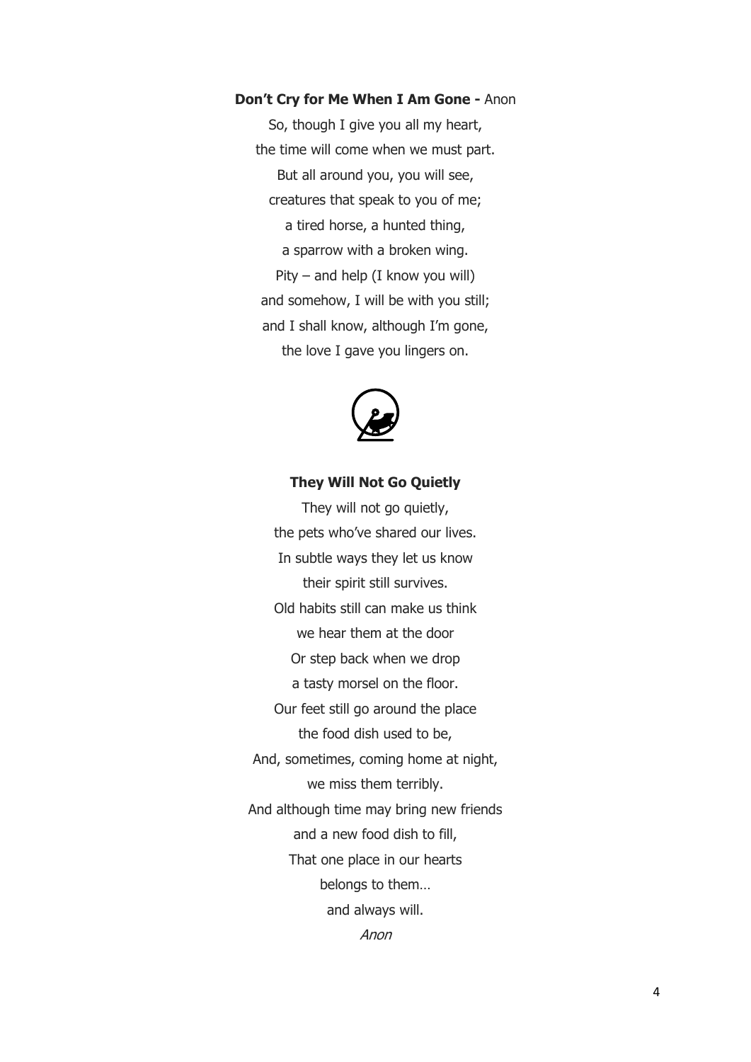**Don't Cry for Me When I Am Gone -** Anon

So, though I give you all my heart,
the time will come when we must part.
But all around you, you will see,
creatures that speak to you of me;
a tired horse, a hunted thing,
a sparrow with a broken wing.
Pity – and help (I know you will)
and somehow, I will be with you still;
and I shall know, although I'm gone,
the love I gave you lingers on.

**They Will Not Go Quietly**

They will not go quietly,
the pets who've shared our lives.
In subtle ways they let us know
their spirit still survives.
Old habits still can make us think
we hear them at the door
Or step back when we drop
a tasty morsel on the floor.
Our feet still go around the place
the food dish used to be,
And, sometimes, coming home at night,
we miss them terribly.
And although time may bring new friends
and a new food dish to fill,
That one place in our hearts
belongs to them…
and always will.

*Anon*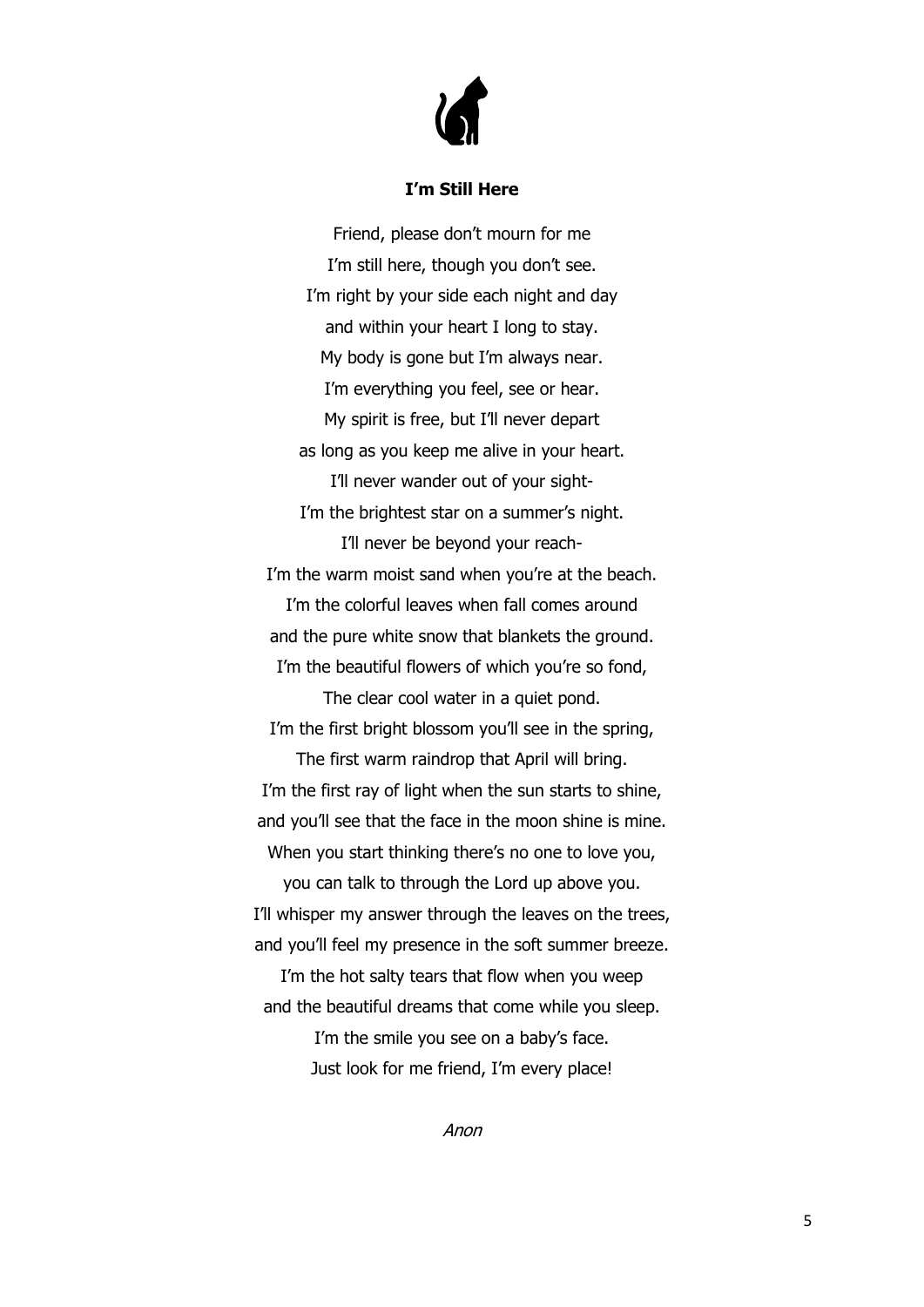**I'm Still Here**

Friend, please don't mourn for me  
I'm still here, though you don't see.  
I'm right by your side each night and day  
and within your heart I long to stay.  
My body is gone but I'm always near.  
I'm everything you feel, see or hear.  
My spirit is free, but I'll never depart  
as long as you keep me alive in your heart.  
I'll never wander out of your sight-  
I'm the brightest star on a summer's night.  
I'll never be beyond your reach-  
I'm the warm moist sand when you're at the beach.  
I'm the colorful leaves when fall comes around  
and the pure white snow that blankets the ground.  
I'm the beautiful flowers of which you're so fond,  
The clear cool water in a quiet pond.  
I'm the first bright blossom you'll see in the spring,  
The first warm raindrop that April will bring.  
I'm the first ray of light when the sun starts to shine,  
and you'll see that the face in the moon shine is mine.  
When you start thinking there's no one to love you,  
you can talk to through the Lord up above you.  
I'll whisper my answer through the leaves on the trees,  
and you'll feel my presence in the soft summer breeze.  
I'm the hot salty tears that flow when you weep  
and the beautiful dreams that come while you sleep.  
I'm the smile you see on a baby's face.  
Just look for me friend, I'm every place!

*Anon*